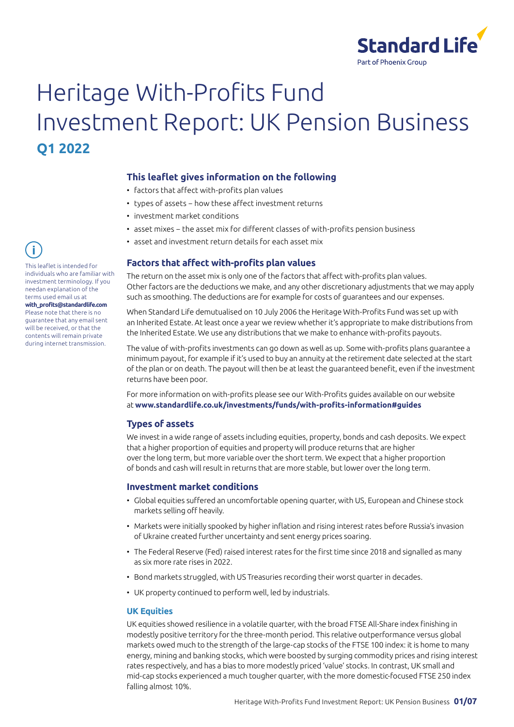Standard Life

Part of Phoenix Group

# Heritage With-Profits Fund Investment Report: UK Pension Business

## Q1 2022

This leaflet is intended for individuals who are familiar with investment terminology. If you needan explanation of the terms used email us at **with_profits@standardlife.com** Please note that there is no guarantee that any email sent will be received, or that the contents will remain private during internet transmission.

### This leaflet gives information on the following

- factors that affect with-profits plan values
- types of assets – how these affect investment returns
- investment market conditions
- asset mixes – the asset mix for different classes of with-profits pension business
- asset and investment return details for each asset mix

### Factors that affect with-profits plan values

The return on the asset mix is only one of the factors that affect with-profits plan values. Other factors are the deductions we make, and any other discretionary adjustments that we may apply such as smoothing. The deductions are for example for costs of guarantees and our expenses.

When Standard Life demutualised on 10 July 2006 the Heritage With-Profits Fund was set up with an Inherited Estate. At least once a year we review whether it's appropriate to make distributions from the Inherited Estate. We use any distributions that we make to enhance with-profits payouts.

The value of with-profits investments can go down as well as up. Some with-profits plans guarantee a minimum payout, for example if it's used to buy an annuity at the retirement date selected at the start of the plan or on death. The payout will then be at least the guaranteed benefit, even if the investment returns have been poor.

For more information on with-profits please see our With-Profits guides available on our website at **www.standardlife.co.uk/investments/funds/with-profits-information#guides**

### Types of assets

We invest in a wide range of assets including equities, property, bonds and cash deposits. We expect that a higher proportion of equities and property will produce returns that are higher over the long term, but more variable over the short term. We expect that a higher proportion of bonds and cash will result in returns that are more stable, but lower over the long term.

### Investment market conditions

- Global equities suffered an uncomfortable opening quarter, with US, European and Chinese stock markets selling off heavily.
- Markets were initially spooked by higher inflation and rising interest rates before Russia's invasion of Ukraine created further uncertainty and sent energy prices soaring.
- The Federal Reserve (Fed) raised interest rates for the first time since 2018 and signalled as many as six more rate rises in 2022.
- Bond markets struggled, with US Treasuries recording their worst quarter in decades.
- UK property continued to perform well, led by industrials.

#### UK Equities

UK equities showed resilience in a volatile quarter, with the broad FTSE All-Share index finishing in modestly positive territory for the three-month period. This relative outperformance versus global markets owed much to the strength of the large-cap stocks of the FTSE 100 index: it is home to many energy, mining and banking stocks, which were boosted by surging commodity prices and rising interest rates respectively, and has a bias to more modestly priced 'value' stocks. In contrast, UK small and mid-cap stocks experienced a much tougher quarter, with the more domestic-focused FTSE 250 index falling almost 10%.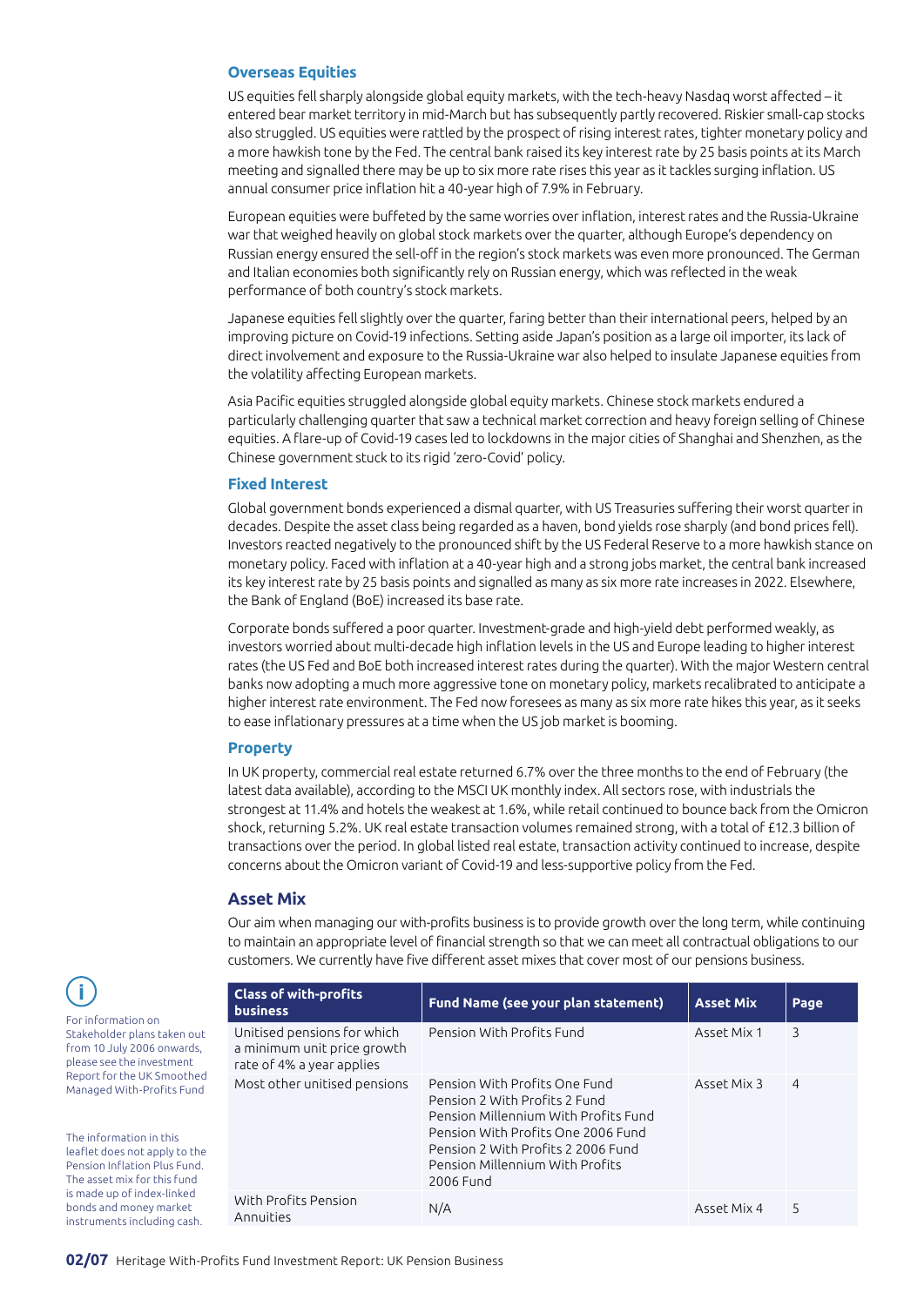## Overseas Equities

US equities fell sharply alongside global equity markets, with the tech-heavy Nasdaq worst affected – it entered bear market territory in mid-March but has subsequently partly recovered. Riskier small-cap stocks also struggled. US equities were rattled by the prospect of rising interest rates, tighter monetary policy and a more hawkish tone by the Fed. The central bank raised its key interest rate by 25 basis points at its March meeting and signalled there may be up to six more rate rises this year as it tackles surging inflation. US annual consumer price inflation hit a 40-year high of 7.9% in February.

European equities were buffeted by the same worries over inflation, interest rates and the Russia-Ukraine war that weighed heavily on global stock markets over the quarter, although Europe's dependency on Russian energy ensured the sell-off in the region's stock markets was even more pronounced. The German and Italian economies both significantly rely on Russian energy, which was reflected in the weak performance of both country's stock markets.

Japanese equities fell slightly over the quarter, faring better than their international peers, helped by an improving picture on Covid-19 infections. Setting aside Japan's position as a large oil importer, its lack of direct involvement and exposure to the Russia-Ukraine war also helped to insulate Japanese equities from the volatility affecting European markets.

Asia Pacific equities struggled alongside global equity markets. Chinese stock markets endured a particularly challenging quarter that saw a technical market correction and heavy foreign selling of Chinese equities. A flare-up of Covid-19 cases led to lockdowns in the major cities of Shanghai and Shenzhen, as the Chinese government stuck to its rigid 'zero-Covid' policy.

## Fixed Interest

Global government bonds experienced a dismal quarter, with US Treasuries suffering their worst quarter in decades. Despite the asset class being regarded as a haven, bond yields rose sharply (and bond prices fell). Investors reacted negatively to the pronounced shift by the US Federal Reserve to a more hawkish stance on monetary policy. Faced with inflation at a 40-year high and a strong jobs market, the central bank increased its key interest rate by 25 basis points and signalled as many as six more rate increases in 2022. Elsewhere, the Bank of England (BoE) increased its base rate.

Corporate bonds suffered a poor quarter. Investment-grade and high-yield debt performed weakly, as investors worried about multi-decade high inflation levels in the US and Europe leading to higher interest rates (the US Fed and BoE both increased interest rates during the quarter). With the major Western central banks now adopting a much more aggressive tone on monetary policy, markets recalibrated to anticipate a higher interest rate environment. The Fed now foresees as many as six more rate hikes this year, as it seeks to ease inflationary pressures at a time when the US job market is booming.

## Property

In UK property, commercial real estate returned 6.7% over the three months to the end of February (the latest data available), according to the MSCI UK monthly index. All sectors rose, with industrials the strongest at 11.4% and hotels the weakest at 1.6%, while retail continued to bounce back from the Omicron shock, returning 5.2%. UK real estate transaction volumes remained strong, with a total of £12.3 billion of transactions over the period. In global listed real estate, transaction activity continued to increase, despite concerns about the Omicron variant of Covid-19 and less-supportive policy from the Fed.

## Asset Mix

Our aim when managing our with-profits business is to provide growth over the long term, while continuing to maintain an appropriate level of financial strength so that we can meet all contractual obligations to our customers. We currently have five different asset mixes that cover most of our pensions business.

| Class of with-profits business | Fund Name (see your plan statement) | Asset Mix | Page |
|---|---|---|---|
| Unitised pensions for which a minimum unit price growth rate of 4% a year applies | Pension With Profits Fund | Asset Mix 1 | 3 |
| Most other unitised pensions | Pension With Profits One Fund<br>Pension 2 With Profits 2 Fund<br>Pension Millennium With Profits Fund<br>Pension With Profits One 2006 Fund<br>Pension 2 With Profits 2 2006 Fund<br>Pension Millennium With Profits 2006 Fund | Asset Mix 3 | 4 |
| With Profits Pension Annuities | N/A | Asset Mix 4 | 5 |

For information on Stakeholder plans taken out from 10 July 2006 onwards, please see the investment Report for the UK Smoothed Managed With-Profits Fund

The information in this leaflet does not apply to the Pension Inflation Plus Fund. The asset mix for this fund is made up of index-linked bonds and money market instruments including cash.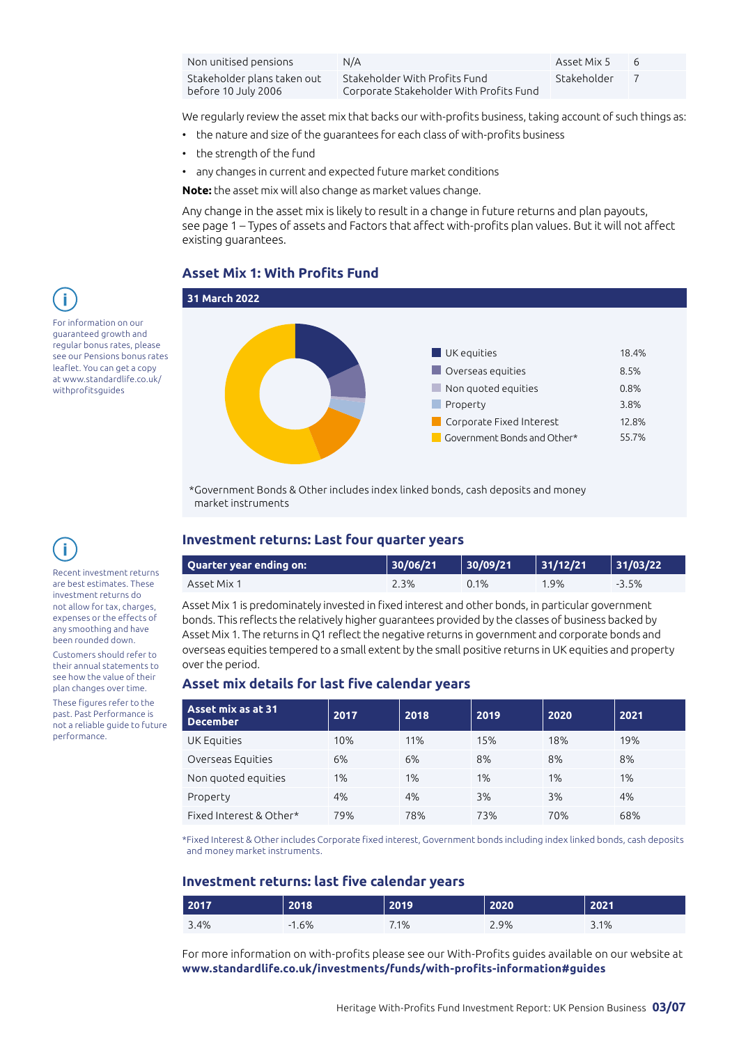| Non unitised pensions | N/A | Asset Mix 5 | 6 |
|---|---|---|---|
| Stakeholder plans taken out before 10 July 2006 | Stakeholder With Profits Fund<br>Corporate Stakeholder With Profits Fund | Stakeholder | 7 |

We regularly review the asset mix that backs our with-profits business, taking account of such things as:

- the nature and size of the guarantees for each class of with-profits business
- the strength of the fund
- any changes in current and expected future market conditions

**Note:** the asset mix will also change as market values change.

Any change in the asset mix is likely to result in a change in future returns and plan payouts, see page 1 – Types of assets and Factors that affect with-profits plan values. But it will not affect existing guarantees.

For information on our guaranteed growth and regular bonus rates, please see our Pensions bonus rates leaflet. You can get a copy at www.standardlife.co.uk/withprofitsguides

## Asset Mix 1: With Profits Fund

**31 March 2022**

| Asset | % |
|---|---|
| UK equities | 18.4% |
| Overseas equities | 8.5% |
| Non quoted equities | 0.8% |
| Property | 3.8% |
| Corporate Fixed Interest | 12.8% |
| Government Bonds and Other* | 55.7% |

*Government Bonds & Other includes index linked bonds, cash deposits and money market instruments

## Investment returns: Last four quarter years

| Quarter year ending on: | 30/06/21 | 30/09/21 | 31/12/21 | 31/03/22 |
|---|---|---|---|---|
| Asset Mix 1 | 2.3% | 0.1% | 1.9% | -3.5% |

Asset Mix 1 is predominately invested in fixed interest and other bonds, in particular government bonds. This reflects the relatively higher guarantees provided by the classes of business backed by Asset Mix 1. The returns in Q1 reflect the negative returns in government and corporate bonds and overseas equities tempered to a small extent by the small positive returns in UK equities and property over the period.

Recent investment returns are best estimates. These investment returns do not allow for tax, charges, expenses or the effects of any smoothing and have been rounded down.

Customers should refer to their annual statements to see how the value of their plan changes over time.

These figures refer to the past. Past Performance is not a reliable guide to future performance.

## Asset mix details for last five calendar years

| Asset mix as at 31 December | 2017 | 2018 | 2019 | 2020 | 2021 |
|---|---|---|---|---|---|
| UK Equities | 10% | 11% | 15% | 18% | 19% |
| Overseas Equities | 6% | 6% | 8% | 8% | 8% |
| Non quoted equities | 1% | 1% | 1% | 1% | 1% |
| Property | 4% | 4% | 3% | 3% | 4% |
| Fixed Interest & Other* | 79% | 78% | 73% | 70% | 68% |

*Fixed Interest & Other includes Corporate fixed interest, Government bonds including index linked bonds, cash deposits and money market instruments.

## Investment returns: last five calendar years

| 2017 | 2018 | 2019 | 2020 | 2021 |
|---|---|---|---|---|
| 3.4% | -1.6% | 7.1% | 2.9% | 3.1% |

For more information on with-profits please see our With-Profits guides available on our website at **www.standardlife.co.uk/investments/funds/with-profits-information#guides**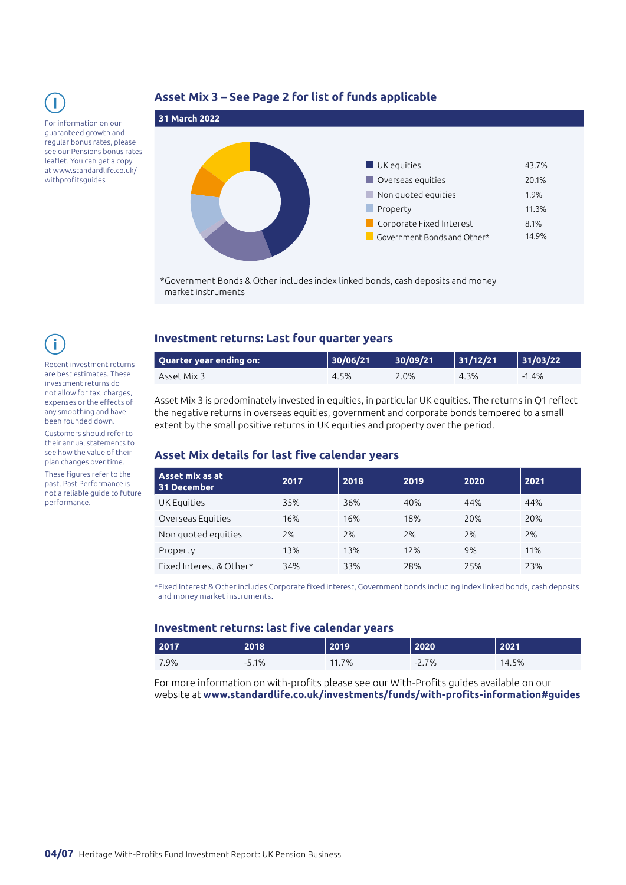For information on our guaranteed growth and regular bonus rates, please see our Pensions bonus rates leaflet. You can get a copy at www.standardlife.co.uk/withprofitsguides

## Asset Mix 3 – See Page 2 for list of funds applicable

**31 March 2022**

| Asset | % |
|---|---|
| UK equities | 43.7% |
| Overseas equities | 20.1% |
| Non quoted equities | 1.9% |
| Property | 11.3% |
| Corporate Fixed Interest | 8.1% |
| Government Bonds and Other* | 14.9% |

*Government Bonds & Other includes index linked bonds, cash deposits and money market instruments

Recent investment returns are best estimates. These investment returns do not allow for tax, charges, expenses or the effects of any smoothing and have been rounded down.

Customers should refer to their annual statements to see how the value of their plan changes over time.

These figures refer to the past. Past Performance is not a reliable guide to future performance.

## Investment returns: Last four quarter years

| Quarter year ending on: | 30/06/21 | 30/09/21 | 31/12/21 | 31/03/22 |
|---|---|---|---|---|
| Asset Mix 3 | 4.5% | 2.0% | 4.3% | -1.4% |

Asset Mix 3 is predominately invested in equities, in particular UK equities. The returns in Q1 reflect the negative returns in overseas equities, government and corporate bonds tempered to a small extent by the small positive returns in UK equities and property over the period.

## Asset Mix details for last five calendar years

| Asset mix as at 31 December | 2017 | 2018 | 2019 | 2020 | 2021 |
|---|---|---|---|---|---|
| UK Equities | 35% | 36% | 40% | 44% | 44% |
| Overseas Equities | 16% | 16% | 18% | 20% | 20% |
| Non quoted equities | 2% | 2% | 2% | 2% | 2% |
| Property | 13% | 13% | 12% | 9% | 11% |
| Fixed Interest & Other* | 34% | 33% | 28% | 25% | 23% |

*Fixed Interest & Other includes Corporate fixed interest, Government bonds including index linked bonds, cash deposits and money market instruments.

## Investment returns: last five calendar years

| 2017 | 2018 | 2019 | 2020 | 2021 |
|---|---|---|---|---|
| 7.9% | -5.1% | 11.7% | -2.7% | 14.5% |

For more information on with-profits please see our With-Profits guides available on our website at **www.standardlife.co.uk/investments/funds/with-profits-information#guides**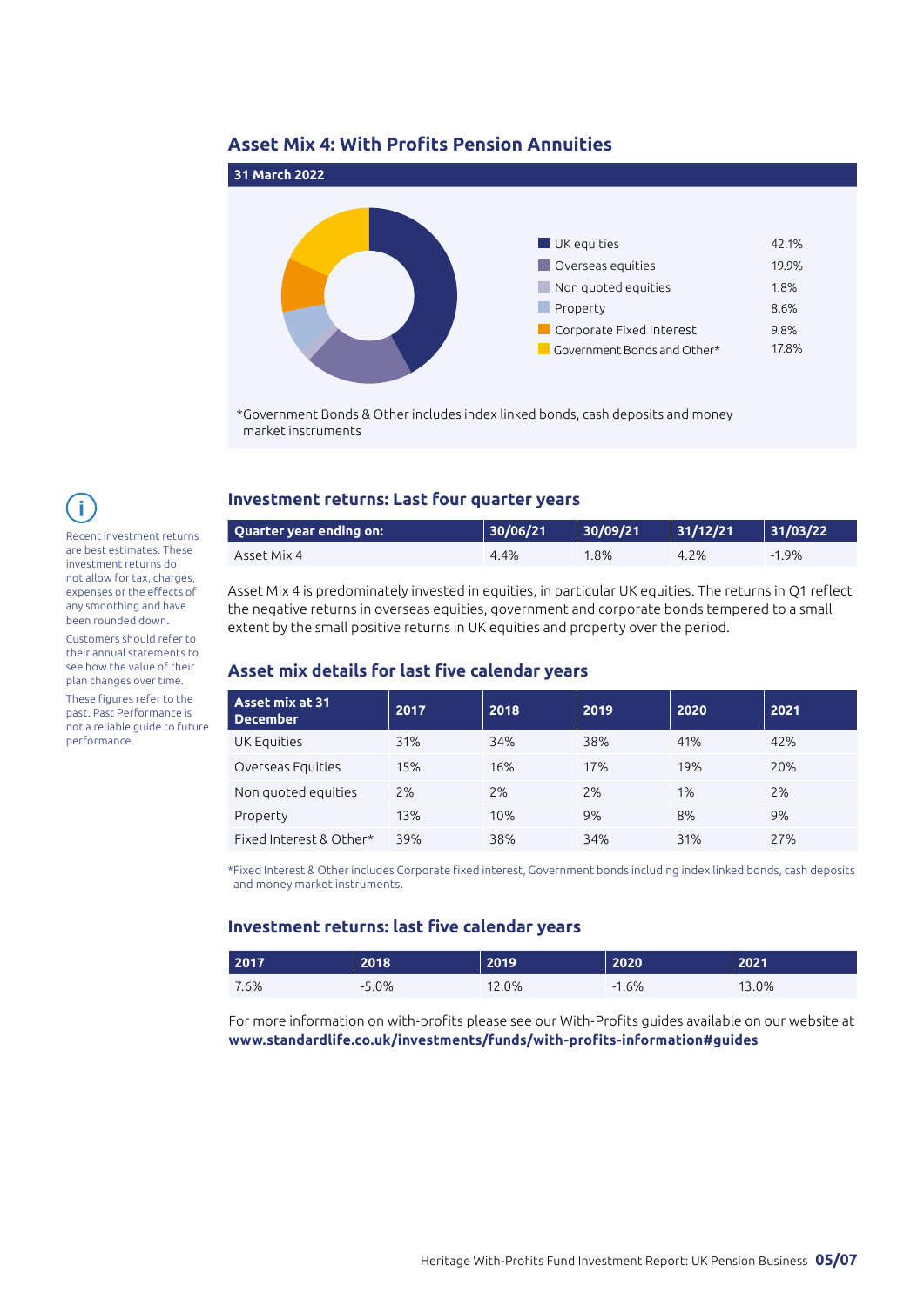## Asset Mix 4: With Profits Pension Annuities

**31 March 2022**

| | |
|---|---|
| UK equities | 42.1% |
| Overseas equities | 19.9% |
| Non quoted equities | 1.8% |
| Property | 8.6% |
| Corporate Fixed Interest | 9.8% |
| Government Bonds and Other* | 17.8% |

*Government Bonds & Other includes index linked bonds, cash deposits and money market instruments

Recent investment returns are best estimates. These investment returns do not allow for tax, charges, expenses or the effects of any smoothing and have been rounded down.

Customers should refer to their annual statements to see how the value of their plan changes over time.

These figures refer to the past. Past Performance is not a reliable guide to future performance.

### Investment returns: Last four quarter years

| Quarter year ending on: | 30/06/21 | 30/09/21 | 31/12/21 | 31/03/22 |
|---|---|---|---|---|
| Asset Mix 4 | 4.4% | 1.8% | 4.2% | -1.9% |

Asset Mix 4 is predominately invested in equities, in particular UK equities. The returns in Q1 reflect the negative returns in overseas equities, government and corporate bonds tempered to a small extent by the small positive returns in UK equities and property over the period.

### Asset mix details for last five calendar years

| Asset mix at 31 December | 2017 | 2018 | 2019 | 2020 | 2021 |
|---|---|---|---|---|---|
| UK Equities | 31% | 34% | 38% | 41% | 42% |
| Overseas Equities | 15% | 16% | 17% | 19% | 20% |
| Non quoted equities | 2% | 2% | 2% | 1% | 2% |
| Property | 13% | 10% | 9% | 8% | 9% |
| Fixed Interest & Other* | 39% | 38% | 34% | 31% | 27% |

*Fixed Interest & Other includes Corporate fixed interest, Government bonds including index linked bonds, cash deposits and money market instruments.

### Investment returns: last five calendar years

| 2017 | 2018 | 2019 | 2020 | 2021 |
|---|---|---|---|---|
| 7.6% | -5.0% | 12.0% | -1.6% | 13.0% |

For more information on with-profits please see our With-Profits guides available on our website at **www.standardlife.co.uk/investments/funds/with-profits-information#guides**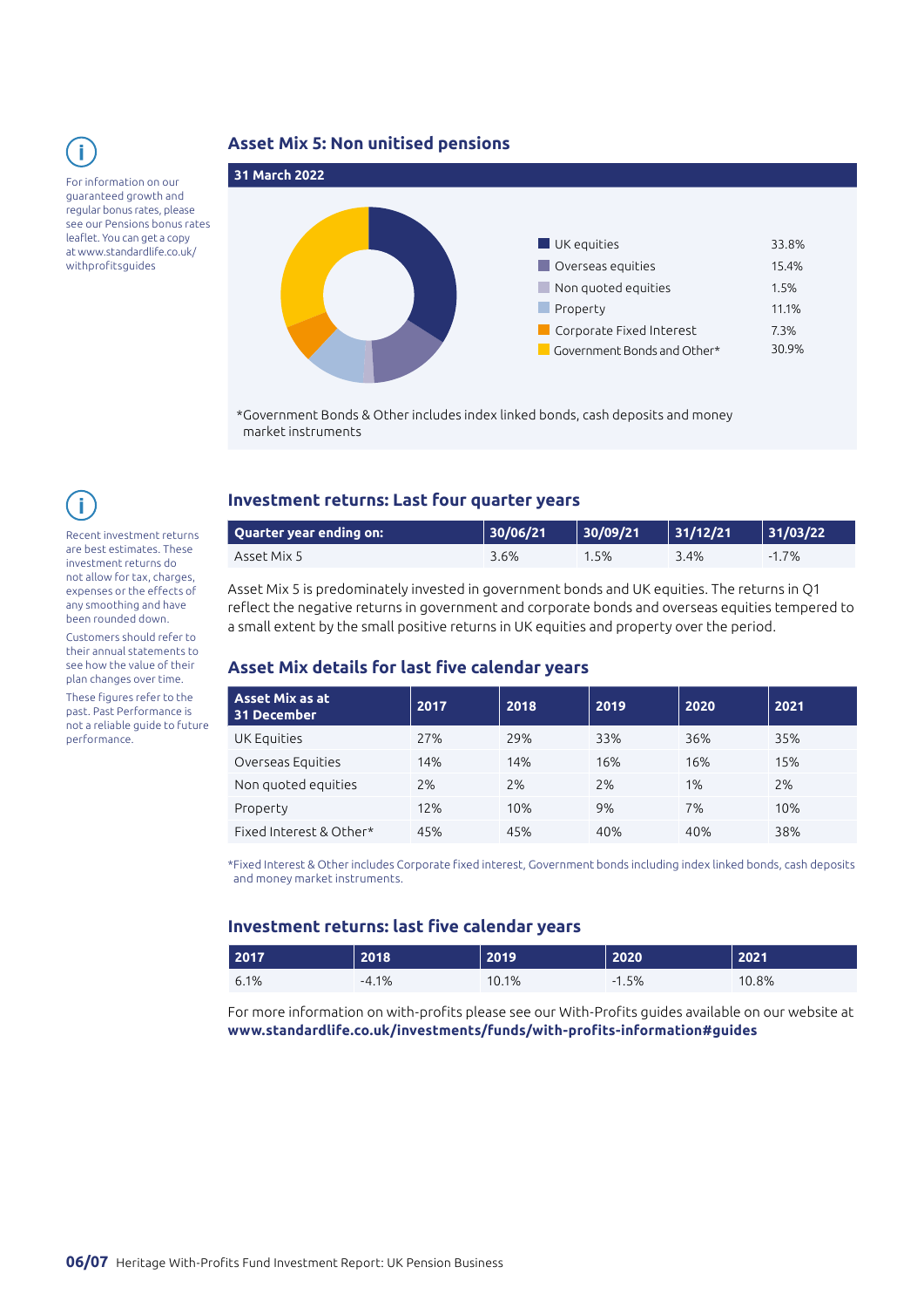For information on our guaranteed growth and regular bonus rates, please see our Pensions bonus rates leaflet. You can get a copy at www.standardlife.co.uk/withprofitsguides

## Asset Mix 5: Non unitised pensions

**31 March 2022**

| | |
|---|---|
| UK equities | 33.8% |
| Overseas equities | 15.4% |
| Non quoted equities | 1.5% |
| Property | 11.1% |
| Corporate Fixed Interest | 7.3% |
| Government Bonds and Other* | 30.9% |

*Government Bonds & Other includes index linked bonds, cash deposits and money market instruments

Recent investment returns are best estimates. These investment returns do not allow for tax, charges, expenses or the effects of any smoothing and have been rounded down.

Customers should refer to their annual statements to see how the value of their plan changes over time.

These figures refer to the past. Past Performance is not a reliable guide to future performance.

## Investment returns: Last four quarter years

| Quarter year ending on: | 30/06/21 | 30/09/21 | 31/12/21 | 31/03/22 |
|---|---|---|---|---|
| Asset Mix 5 | 3.6% | 1.5% | 3.4% | -1.7% |

Asset Mix 5 is predominately invested in government bonds and UK equities. The returns in Q1 reflect the negative returns in government and corporate bonds and overseas equities tempered to a small extent by the small positive returns in UK equities and property over the period.

## Asset Mix details for last five calendar years

| Asset Mix as at 31 December | 2017 | 2018 | 2019 | 2020 | 2021 |
|---|---|---|---|---|---|
| UK Equities | 27% | 29% | 33% | 36% | 35% |
| Overseas Equities | 14% | 14% | 16% | 16% | 15% |
| Non quoted equities | 2% | 2% | 2% | 1% | 2% |
| Property | 12% | 10% | 9% | 7% | 10% |
| Fixed Interest & Other* | 45% | 45% | 40% | 40% | 38% |

*Fixed Interest & Other includes Corporate fixed interest, Government bonds including index linked bonds, cash deposits and money market instruments.

## Investment returns: last five calendar years

| 2017 | 2018 | 2019 | 2020 | 2021 |
|---|---|---|---|---|
| 6.1% | -4.1% | 10.1% | -1.5% | 10.8% |

For more information on with-profits please see our With-Profits guides available on our website at **www.standardlife.co.uk/investments/funds/with-profits-information#guides**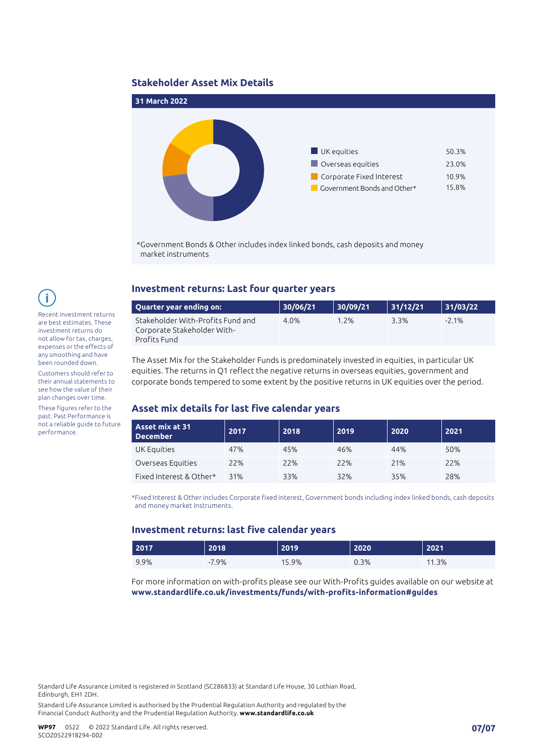## Stakeholder Asset Mix Details

**31 March 2022**

UK equities 50.3%
Overseas equities 23.0%
Corporate Fixed Interest 10.9%
Government Bonds and Other* 15.8%

*Government Bonds & Other includes index linked bonds, cash deposits and money market instruments

Recent investment returns are best estimates. These investment returns do not allow for tax, charges, expenses or the effects of any smoothing and have been rounded down.

Customers should refer to their annual statements to see how the value of their plan changes over time.

These figures refer to the past. Past Performance is not a reliable guide to future performance.

## Investment returns: Last four quarter years

| Quarter year ending on: | 30/06/21 | 30/09/21 | 31/12/21 | 31/03/22 |
|---|---|---|---|---|
| Stakeholder With-Profits Fund and Corporate Stakeholder With-Profits Fund | 4.0% | 1.2% | 3.3% | -2.1% |

The Asset Mix for the Stakeholder Funds is predominately invested in equities, in particular UK equities. The returns in Q1 reflect the negative returns in overseas equities, government and corporate bonds tempered to some extent by the positive returns in UK equities over the period.

## Asset mix details for last five calendar years

| Asset mix at 31 December | 2017 | 2018 | 2019 | 2020 | 2021 |
|---|---|---|---|---|---|
| UK Equities | 47% | 45% | 46% | 44% | 50% |
| Overseas Equities | 22% | 22% | 22% | 21% | 22% |
| Fixed Interest & Other* | 31% | 33% | 32% | 35% | 28% |

*Fixed Interest & Other includes Corporate fixed interest, Government bonds including index linked bonds, cash deposits and money market instruments.

## Investment returns: last five calendar years

| 2017 | 2018 | 2019 | 2020 | 2021 |
|---|---|---|---|---|
| 9.9% | -7.9% | 15.9% | 0.3% | 11.3% |

For more information on with-profits please see our With-Profits guides available on our website at **www.standardlife.co.uk/investments/funds/with-profits-information#guides**

Standard Life Assurance Limited is registered in Scotland (SC286833) at Standard Life House, 30 Lothian Road, Edinburgh, EH1 2DH.

Standard Life Assurance Limited is authorised by the Prudential Regulation Authority and regulated by the Financial Conduct Authority and the Prudential Regulation Authority. **www.standardlife.co.uk**

**WP97** 0522 © 2022 Standard Life. All rights reserved.
SCOZ0522918294-002